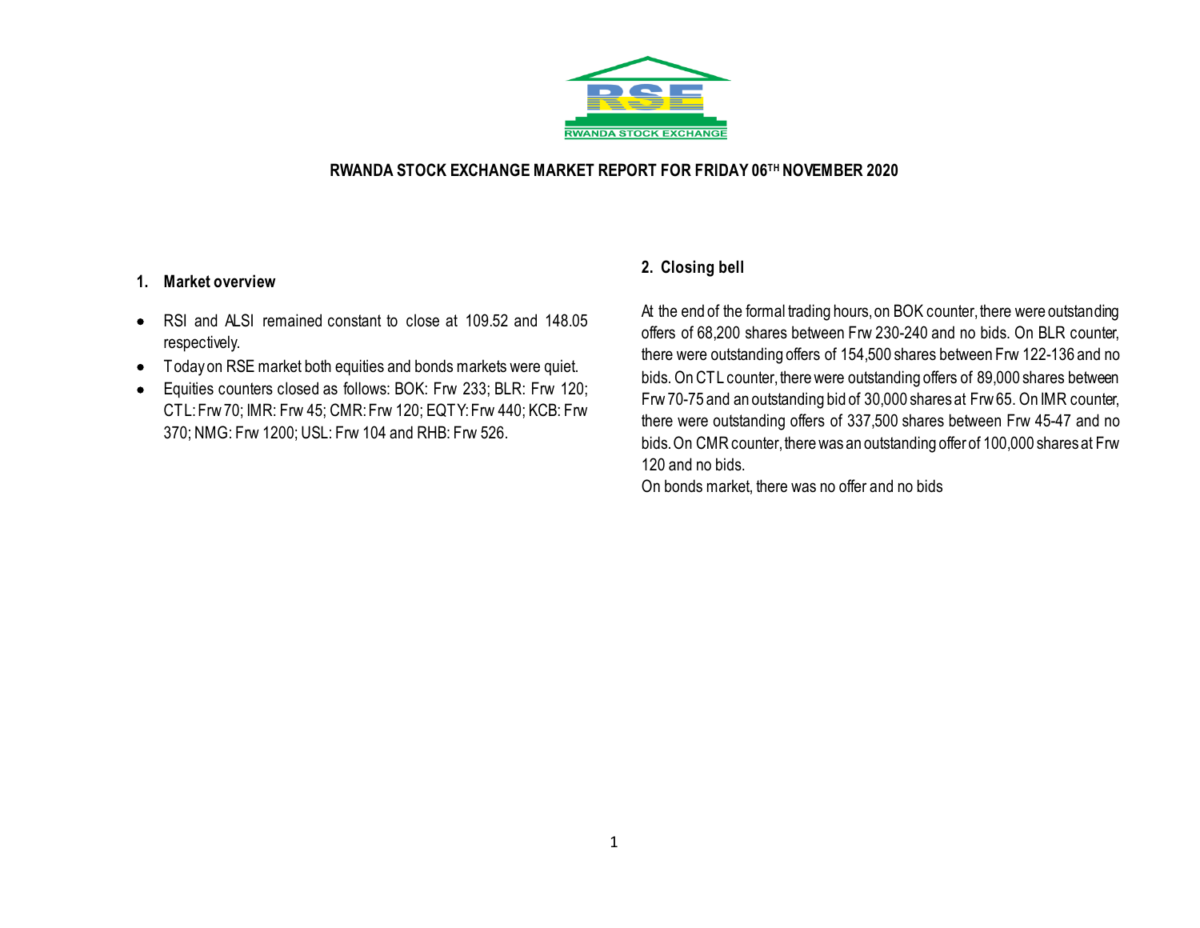# RWANDA STOCK EXCHANGE MARKET REPORT FOR FRIDAY 06TH NOVEMBER 2020

## 1. Market overview

- RSI and ALSI remained constant to close at 109.52 and 148.05 respectively.
- Today on RSE market both equities and bonds markets were quiet.
- Equities counters closed as follows: BOK: Frw 233; BLR: Frw 120; CTL: Frw 70; IMR: Frw 45; CMR: Frw 120; EQTY: Frw 440; KCB: Frw 370; NMG: Frw 1200; USL: Frw 104 and RHB: Frw 526.

## 2. Closing bell

At the end of the formal trading hours, on BOK counter, there were outstanding offers of 68,200 shares between Frw 230-240 and no bids. On BLR counter, there were outstanding offers of 154,500 shares between Frw 122-136 and no bids. On CTL counter, there were outstanding offers of 89,000 shares between Frw 70-75 and an outstanding bid of 30,000 shares at Frw 65. On IMR counter, there were outstanding offers of 337,500 shares between Frw 45-47 and no bids. On CMR counter, there was an outstanding offer of 100,000 shares at Frw 120 and no bids.

On bonds market, there was no offer and no bids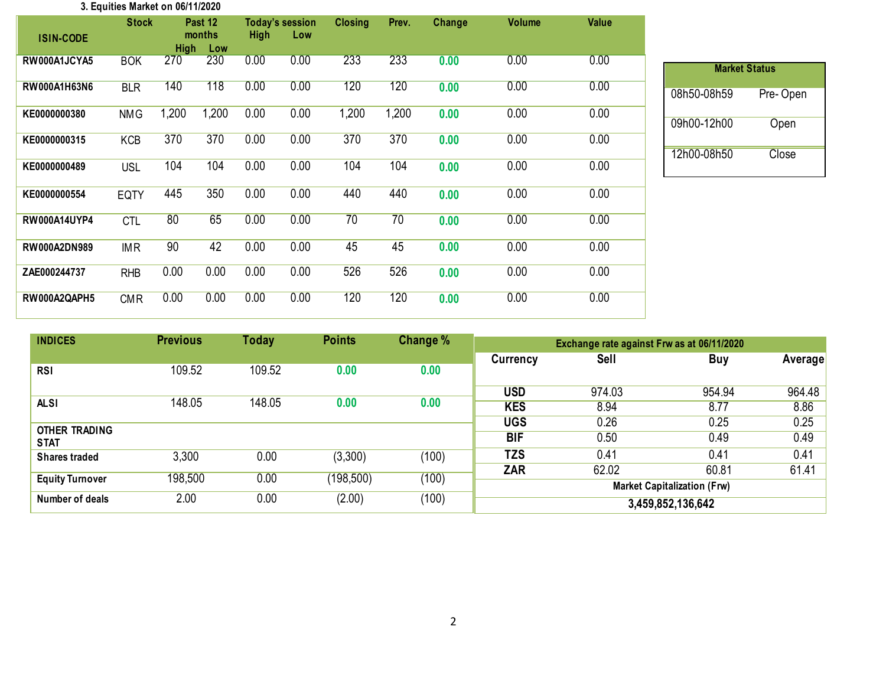### 3. Equities Market on 06/11/2020

| ISIN-CODE | Stock | Past 12 months High | Past 12 months Low | Today's session High | Today's session Low | Closing | Prev. | Change | Volume | Value |
|---|---|---|---|---|---|---|---|---|---|---|
| RW000A1JCYA5 | BOK | 270 | 230 | 0.00 | 0.00 | 233 | 233 | 0.00 | 0.00 | 0.00 |
| RW000A1H63N6 | BLR | 140 | 118 | 0.00 | 0.00 | 120 | 120 | 0.00 | 0.00 | 0.00 |
| KE0000000380 | NMG | 1,200 | 1,200 | 0.00 | 0.00 | 1,200 | 1,200 | 0.00 | 0.00 | 0.00 |
| KE0000000315 | KCB | 370 | 370 | 0.00 | 0.00 | 370 | 370 | 0.00 | 0.00 | 0.00 |
| KE0000000489 | USL | 104 | 104 | 0.00 | 0.00 | 104 | 104 | 0.00 | 0.00 | 0.00 |
| KE0000000554 | EQTY | 445 | 350 | 0.00 | 0.00 | 440 | 440 | 0.00 | 0.00 | 0.00 |
| RW000A14UYP4 | CTL | 80 | 65 | 0.00 | 0.00 | 70 | 70 | 0.00 | 0.00 | 0.00 |
| RW000A2DN989 | IMR | 90 | 42 | 0.00 | 0.00 | 45 | 45 | 0.00 | 0.00 | 0.00 |
| ZAE000244737 | RHB | 0.00 | 0.00 | 0.00 | 0.00 | 526 | 526 | 0.00 | 0.00 | 0.00 |
| RW000A2QAPH5 | CMR | 0.00 | 0.00 | 0.00 | 0.00 | 120 | 120 | 0.00 | 0.00 | 0.00 |

| Market Status | |
|---|---|
| 08h50-08h59 | Pre- Open |
| 09h00-12h00 | Open |
| 12h00-08h50 | Close |

| INDICES | Previous | Today | Points | Change % |
|---|---|---|---|---|
| RSI | 109.52 | 109.52 | 0.00 | 0.00 |
| ALSI | 148.05 | 148.05 | 0.00 | 0.00 |
| OTHER TRADING STAT | | | | |
| Shares traded | 3,300 | 0.00 | (3,300) | (100) |
| Equity Turnover | 198,500 | 0.00 | (198,500) | (100) |
| Number of deals | 2.00 | 0.00 | (2.00) | (100) |

| Exchange rate against Frw as at 06/11/2020 | | | |
|---|---|---|---|
| Currency | Sell | Buy | Average |
| USD | 974.03 | 954.94 | 964.48 |
| KES | 8.94 | 8.77 | 8.86 |
| UGS | 0.26 | 0.25 | 0.25 |
| BIF | 0.50 | 0.49 | 0.49 |
| TZS | 0.41 | 0.41 | 0.41 |
| ZAR | 62.02 | 60.81 | 61.41 |
| Market Capitalization (Frw) | | | |
| 3,459,852,136,642 | | | |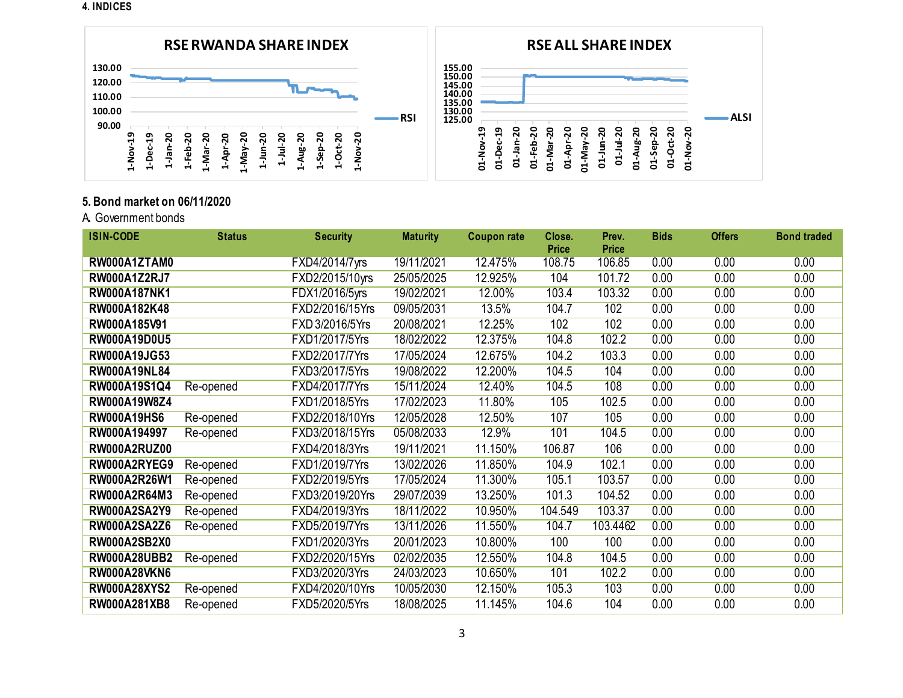**4. INDICES**

**RSE RWANDA SHARE INDEX**

130.00
120.00
110.00
100.00
90.00

1-Nov-19, 1-Dec-19, 1-Jan-20, 1-Feb-20, 1-Mar-20, 1-Apr-20, 1-May-20, 1-Jun-20, 1-Jul-20, 1-Aug-20, 1-Sep-20, 1-Oct-20, 1-Nov-20

RSI

**RSE ALL SHARE INDEX**

155.00
150.00
145.00
140.00
135.00
130.00
125.00

01-Nov-19, 01-Dec-19, 01-Jan-20, 01-Feb-20, 01-Mar-20, 01-Apr-20, 01-May-20, 01-Jun-20, 01-Jul-20, 01-Aug-20, 01-Sep-20, 01-Oct-20, 01-Nov-20

ALSI

**5. Bond market on 06/11/2020**

A. Government bonds

| ISIN-CODE | Status | Security | Maturity | Coupon rate | Close. Price | Prev. Price | Bids | Offers | Bond traded |
|---|---|---|---|---|---|---|---|---|---|
| **RW000A1ZTAM0** | | FXD4/2014/7yrs | 19/11/2021 | 12.475% | 108.75 | 106.85 | 0.00 | 0.00 | 0.00 |
| **RW000A1Z2RJ7** | | FXD2/2015/10yrs | 25/05/2025 | 12.925% | 104 | 101.72 | 0.00 | 0.00 | 0.00 |
| **RW000A187NK1** | | FDX1/2016/5yrs | 19/02/2021 | 12.00% | 103.4 | 103.32 | 0.00 | 0.00 | 0.00 |
| **RW000A182K48** | | FXD2/2016/15Yrs | 09/05/2031 | 13.5% | 104.7 | 102 | 0.00 | 0.00 | 0.00 |
| **RW000A185V91** | | FXD 3/2016/5Yrs | 20/08/2021 | 12.25% | 102 | 102 | 0.00 | 0.00 | 0.00 |
| **RW000A19D0U5** | | FXD1/2017/5Yrs | 18/02/2022 | 12.375% | 104.8 | 102.2 | 0.00 | 0.00 | 0.00 |
| **RW000A19JG53** | | FXD2/2017/7Yrs | 17/05/2024 | 12.675% | 104.2 | 103.3 | 0.00 | 0.00 | 0.00 |
| **RW000A19NL84** | | FXD3/2017/5Yrs | 19/08/2022 | 12.200% | 104.5 | 104 | 0.00 | 0.00 | 0.00 |
| **RW000A19S1Q4** | Re-opened | FXD4/2017/7Yrs | 15/11/2024 | 12.40% | 104.5 | 108 | 0.00 | 0.00 | 0.00 |
| **RW000A19W8Z4** | | FXD1/2018/5Yrs | 17/02/2023 | 11.80% | 105 | 102.5 | 0.00 | 0.00 | 0.00 |
| **RW000A19HS6** | Re-opened | FXD2/2018/10Yrs | 12/05/2028 | 12.50% | 107 | 105 | 0.00 | 0.00 | 0.00 |
| **RW000A194997** | Re-opened | FXD3/2018/15Yrs | 05/08/2033 | 12.9% | 101 | 104.5 | 0.00 | 0.00 | 0.00 |
| **RW000A2RUZ00** | | FXD4/2018/3Yrs | 19/11/2021 | 11.150% | 106.87 | 106 | 0.00 | 0.00 | 0.00 |
| **RW000A2RYEG9** | Re-opened | FXD1/2019/7Yrs | 13/02/2026 | 11.850% | 104.9 | 102.1 | 0.00 | 0.00 | 0.00 |
| **RW000A2R26W1** | Re-opened | FXD2/2019/5Yrs | 17/05/2024 | 11.300% | 105.1 | 103.57 | 0.00 | 0.00 | 0.00 |
| **RW000A2R64M3** | Re-opened | FXD3/2019/20Yrs | 29/07/2039 | 13.250% | 101.3 | 104.52 | 0.00 | 0.00 | 0.00 |
| **RW000A2SA2Y9** | Re-opened | FXD4/2019/3Yrs | 18/11/2022 | 10.950% | 104.549 | 103.37 | 0.00 | 0.00 | 0.00 |
| **RW000A2SA2Z6** | Re-opened | FXD5/2019/7Yrs | 13/11/2026 | 11.550% | 104.7 | 103.4462 | 0.00 | 0.00 | 0.00 |
| **RW000A2SB2X0** | | FXD1/2020/3Yrs | 20/01/2023 | 10.800% | 100 | 100 | 0.00 | 0.00 | 0.00 |
| **RW000A28UBB2** | Re-opened | FXD2/2020/15Yrs | 02/02/2035 | 12.550% | 104.8 | 104.5 | 0.00 | 0.00 | 0.00 |
| **RW000A28VKN6** | | FXD3/2020/3Yrs | 24/03/2023 | 10.650% | 101 | 102.2 | 0.00 | 0.00 | 0.00 |
| **RW000A28XYS2** | Re-opened | FXD4/2020/10Yrs | 10/05/2030 | 12.150% | 105.3 | 103 | 0.00 | 0.00 | 0.00 |
| **RW000A281XB8** | Re-opened | FXD5/2020/5Yrs | 18/08/2025 | 11.145% | 104.6 | 104 | 0.00 | 0.00 | 0.00 |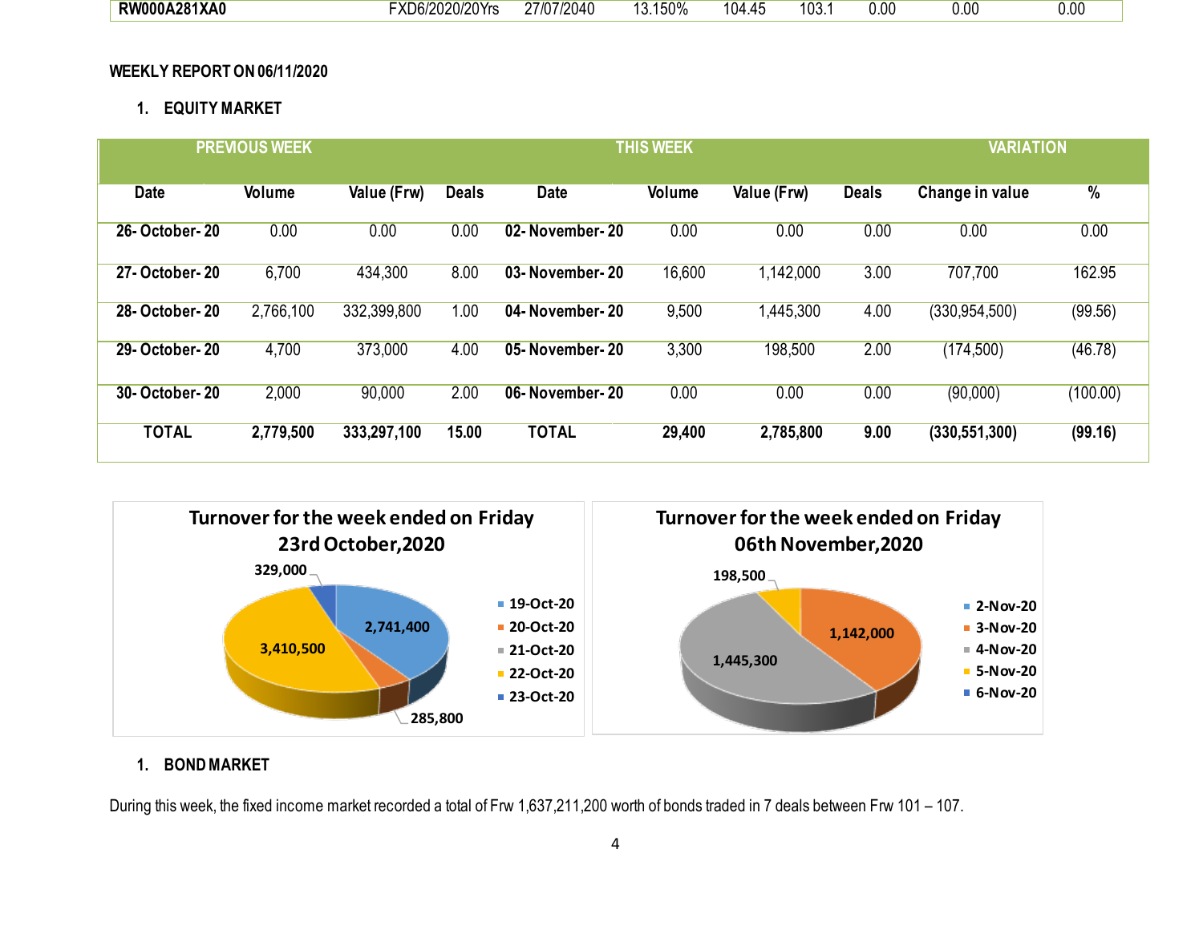| | | | | | | | | |
|---|---|---|---|---|---|---|---|---|
| RW000A281XA0 | FXD6/2020/20Yrs | 27/07/2040 | 13.150% | 104.45 | 103.1 | 0.00 | 0.00 | 0.00 |

**WEEKLY REPORT ON 06/11/2020**

1. **EQUITY MARKET**

| PREVIOUS WEEK | | | | THIS WEEK | | | | VARIATION | |
|---|---|---|---|---|---|---|---|---|---|
| Date | Volume | Value (Frw) | Deals | Date | Volume | Value (Frw) | Deals | Change in value | % |
| 26- October- 20 | 0.00 | 0.00 | 0.00 | 02- November- 20 | 0.00 | 0.00 | 0.00 | 0.00 | 0.00 |
| 27- October- 20 | 6,700 | 434,300 | 8.00 | 03- November- 20 | 16,600 | 1,142,000 | 3.00 | 707,700 | 162.95 |
| 28- October- 20 | 2,766,100 | 332,399,800 | 1.00 | 04- November- 20 | 9,500 | 1,445,300 | 4.00 | (330,954,500) | (99.56) |
| 29- October- 20 | 4,700 | 373,000 | 4.00 | 05- November- 20 | 3,300 | 198,500 | 2.00 | (174,500) | (46.78) |
| 30- October- 20 | 2,000 | 90,000 | 2.00 | 06- November- 20 | 0.00 | 0.00 | 0.00 | (90,000) | (100.00) |
| **TOTAL** | **2,779,500** | **333,297,100** | **15.00** | **TOTAL** | **29,400** | **2,785,800** | **9.00** | **(330,551,300)** | **(99.16)** |

Turnover for the week ended on Friday 23rd October,2020

329,000
2,741,400
3,410,500
285,800

19-Oct-20
20-Oct-20
21-Oct-20
22-Oct-20
23-Oct-20

Turnover for the week ended on Friday 06th November,2020

198,500
1,142,000
1,445,300

2-Nov-20
3-Nov-20
4-Nov-20
5-Nov-20
6-Nov-20

1. **BOND MARKET**

During this week, the fixed income market recorded a total of Frw 1,637,211,200 worth of bonds traded in 7 deals between Frw 101 – 107.